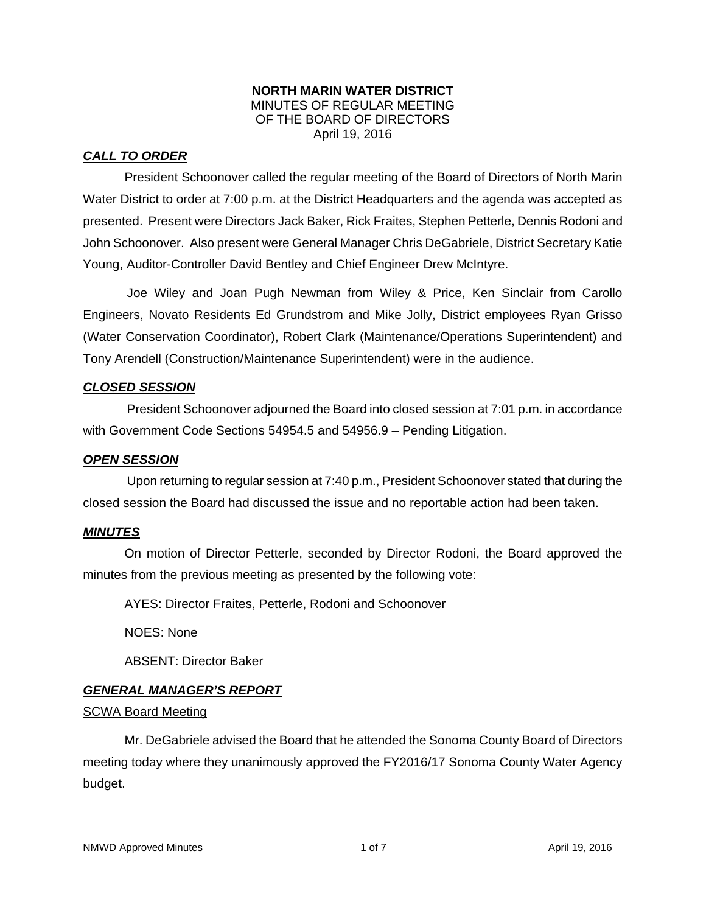**NORTH MARIN WATER DISTRICT**
MINUTES OF REGULAR MEETING
OF THE BOARD OF DIRECTORS
April 19, 2016

## ***CALL TO ORDER***

President Schoonover called the regular meeting of the Board of Directors of North Marin Water District to order at 7:00 p.m. at the District Headquarters and the agenda was accepted as presented. Present were Directors Jack Baker, Rick Fraites, Stephen Petterle, Dennis Rodoni and John Schoonover. Also present were General Manager Chris DeGabriele, District Secretary Katie Young, Auditor-Controller David Bentley and Chief Engineer Drew McIntyre.

Joe Wiley and Joan Pugh Newman from Wiley & Price, Ken Sinclair from Carollo Engineers, Novato Residents Ed Grundstrom and Mike Jolly, District employees Ryan Grisso (Water Conservation Coordinator), Robert Clark (Maintenance/Operations Superintendent) and Tony Arendell (Construction/Maintenance Superintendent) were in the audience.

## ***CLOSED SESSION***

President Schoonover adjourned the Board into closed session at 7:01 p.m. in accordance with Government Code Sections 54954.5 and 54956.9 – Pending Litigation.

## ***OPEN SESSION***

Upon returning to regular session at 7:40 p.m., President Schoonover stated that during the closed session the Board had discussed the issue and no reportable action had been taken.

## ***MINUTES***

On motion of Director Petterle, seconded by Director Rodoni, the Board approved the minutes from the previous meeting as presented by the following vote:

AYES: Director Fraites, Petterle, Rodoni and Schoonover

NOES: None

ABSENT: Director Baker

## ***GENERAL MANAGER'S REPORT***

### SCWA Board Meeting

Mr. DeGabriele advised the Board that he attended the Sonoma County Board of Directors meeting today where they unanimously approved the FY2016/17 Sonoma County Water Agency budget.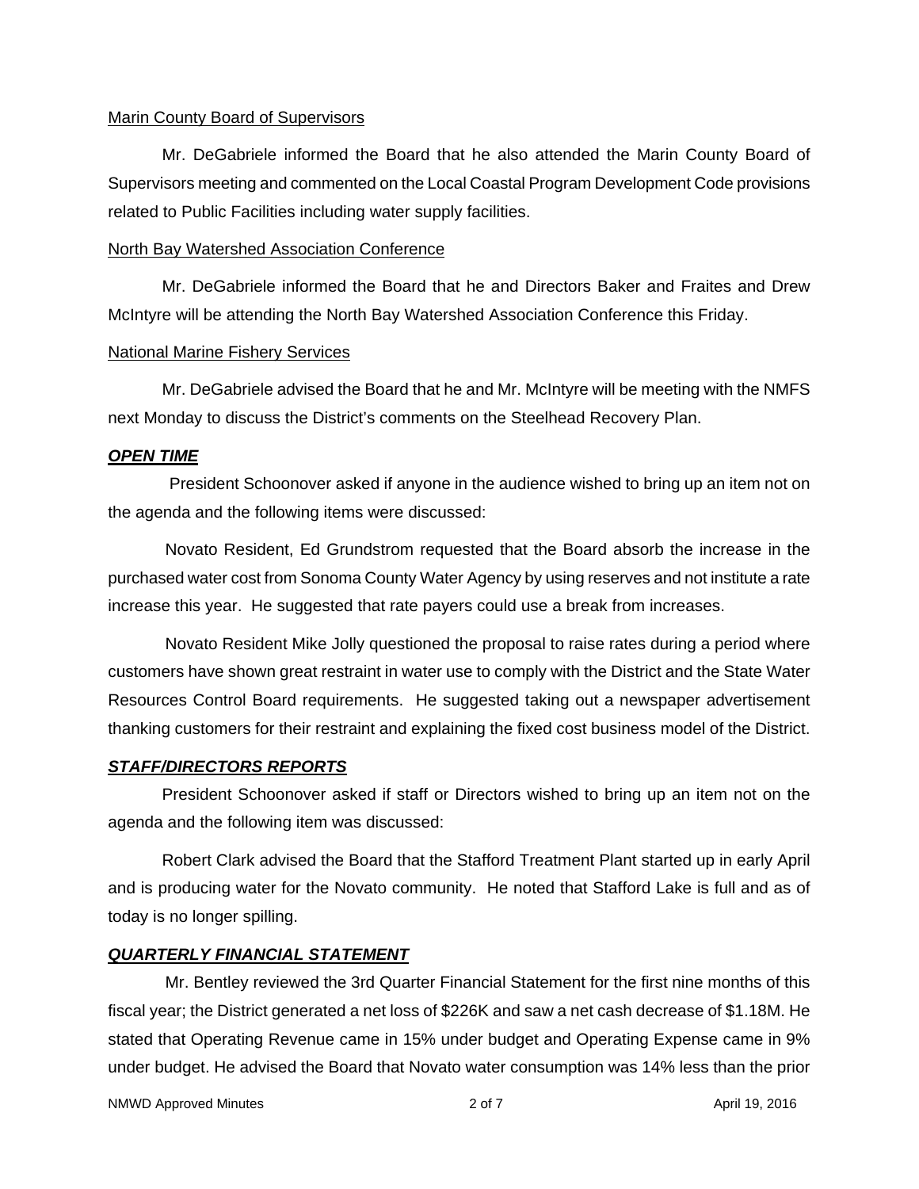<u>Marin County Board of Supervisors</u>

Mr. DeGabriele informed the Board that he also attended the Marin County Board of Supervisors meeting and commented on the Local Coastal Program Development Code provisions related to Public Facilities including water supply facilities.

<u>North Bay Watershed Association Conference</u>

Mr. DeGabriele informed the Board that he and Directors Baker and Fraites and Drew McIntyre will be attending the North Bay Watershed Association Conference this Friday.

<u>National Marine Fishery Services</u>

Mr. DeGabriele advised the Board that he and Mr. McIntyre will be meeting with the NMFS next Monday to discuss the District's comments on the Steelhead Recovery Plan.

***<u>OPEN TIME</u>***

President Schoonover asked if anyone in the audience wished to bring up an item not on the agenda and the following items were discussed:

Novato Resident, Ed Grundstrom requested that the Board absorb the increase in the purchased water cost from Sonoma County Water Agency by using reserves and not institute a rate increase this year. He suggested that rate payers could use a break from increases.

Novato Resident Mike Jolly questioned the proposal to raise rates during a period where customers have shown great restraint in water use to comply with the District and the State Water Resources Control Board requirements. He suggested taking out a newspaper advertisement thanking customers for their restraint and explaining the fixed cost business model of the District.

***<u>STAFF/DIRECTORS REPORTS</u>***

President Schoonover asked if staff or Directors wished to bring up an item not on the agenda and the following item was discussed:

Robert Clark advised the Board that the Stafford Treatment Plant started up in early April and is producing water for the Novato community. He noted that Stafford Lake is full and as of today is no longer spilling.

***<u>QUARTERLY FINANCIAL STATEMENT</u>***

Mr. Bentley reviewed the 3rd Quarter Financial Statement for the first nine months of this fiscal year; the District generated a net loss of $226K and saw a net cash decrease of $1.18M. He stated that Operating Revenue came in 15% under budget and Operating Expense came in 9% under budget. He advised the Board that Novato water consumption was 14% less than the prior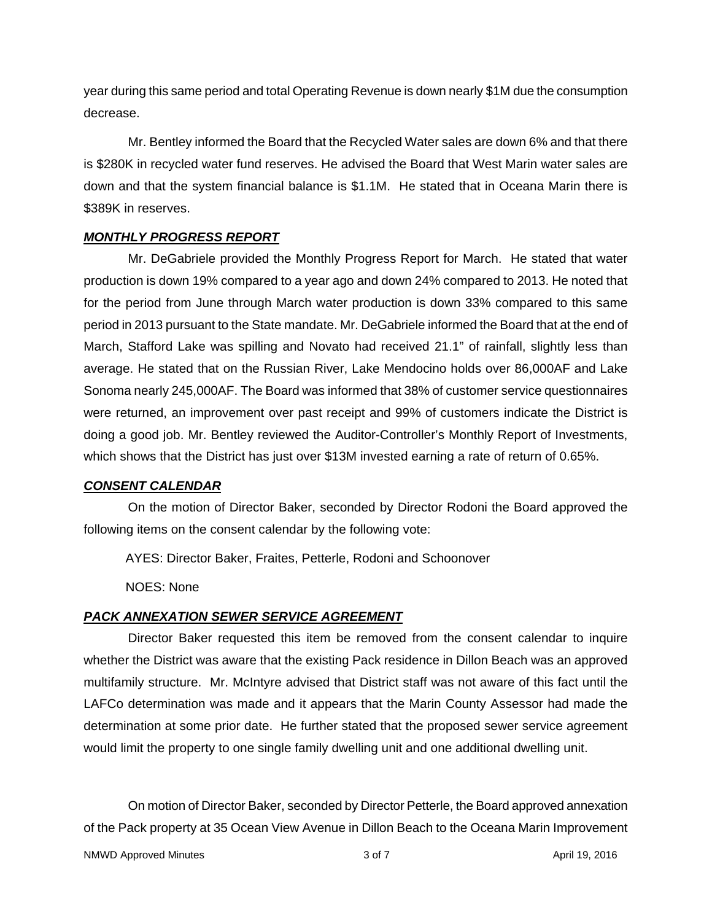year during this same period and total Operating Revenue is down nearly $1M due the consumption decrease.

Mr. Bentley informed the Board that the Recycled Water sales are down 6% and that there is $280K in recycled water fund reserves. He advised the Board that West Marin water sales are down and that the system financial balance is $1.1M. He stated that in Oceana Marin there is $389K in reserves.

***MONTHLY PROGRESS REPORT***

Mr. DeGabriele provided the Monthly Progress Report for March. He stated that water production is down 19% compared to a year ago and down 24% compared to 2013. He noted that for the period from June through March water production is down 33% compared to this same period in 2013 pursuant to the State mandate. Mr. DeGabriele informed the Board that at the end of March, Stafford Lake was spilling and Novato had received 21.1" of rainfall, slightly less than average. He stated that on the Russian River, Lake Mendocino holds over 86,000AF and Lake Sonoma nearly 245,000AF. The Board was informed that 38% of customer service questionnaires were returned, an improvement over past receipt and 99% of customers indicate the District is doing a good job. Mr. Bentley reviewed the Auditor-Controller's Monthly Report of Investments, which shows that the District has just over $13M invested earning a rate of return of 0.65%.

***CONSENT CALENDAR***

On the motion of Director Baker, seconded by Director Rodoni the Board approved the following items on the consent calendar by the following vote:

AYES: Director Baker, Fraites, Petterle, Rodoni and Schoonover

NOES: None

***PACK ANNEXATION SEWER SERVICE AGREEMENT***

Director Baker requested this item be removed from the consent calendar to inquire whether the District was aware that the existing Pack residence in Dillon Beach was an approved multifamily structure. Mr. McIntyre advised that District staff was not aware of this fact until the LAFCo determination was made and it appears that the Marin County Assessor had made the determination at some prior date. He further stated that the proposed sewer service agreement would limit the property to one single family dwelling unit and one additional dwelling unit.

On motion of Director Baker, seconded by Director Petterle, the Board approved annexation of the Pack property at 35 Ocean View Avenue in Dillon Beach to the Oceana Marin Improvement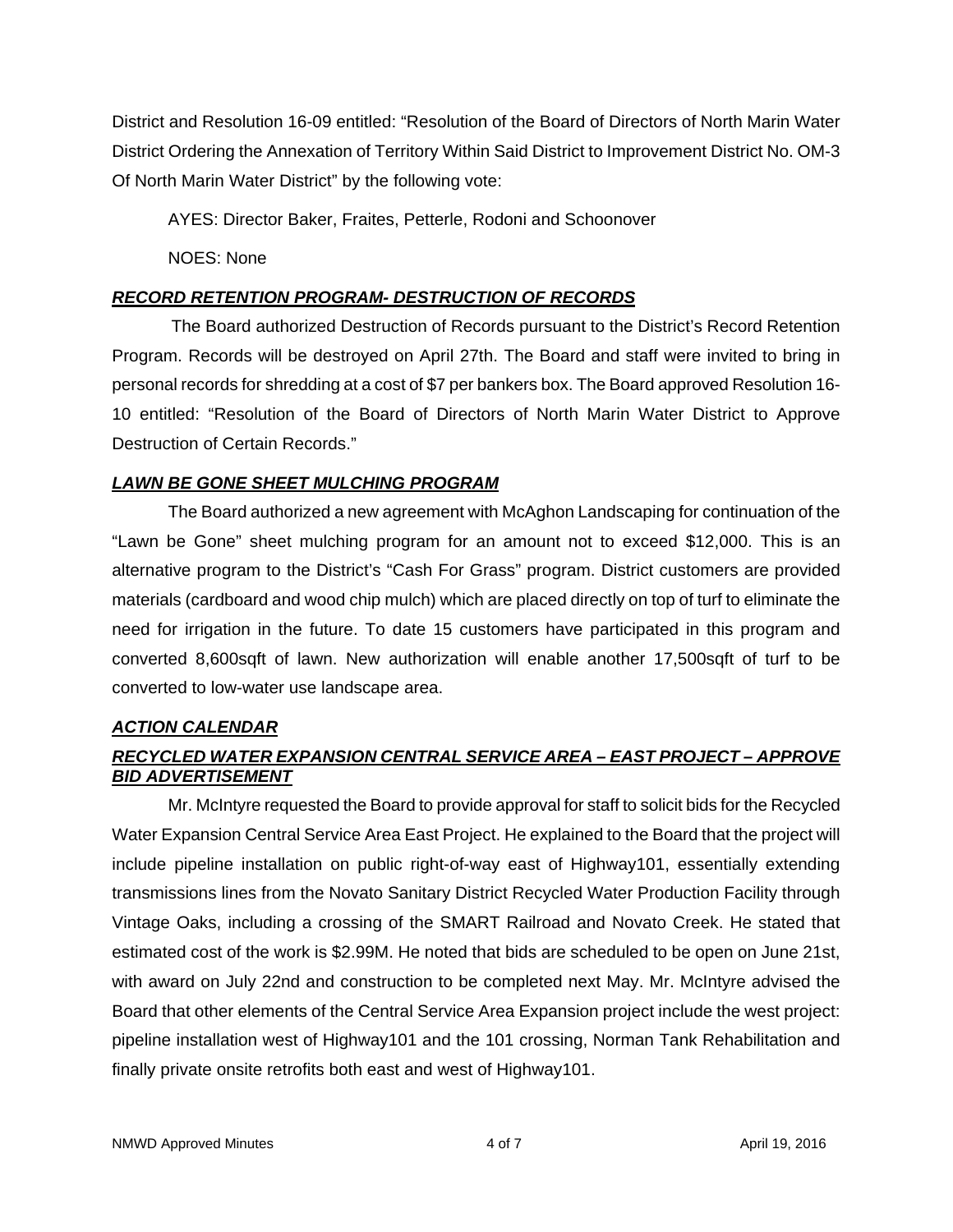District and Resolution 16-09 entitled: "Resolution of the Board of Directors of North Marin Water District Ordering the Annexation of Territory Within Said District to Improvement District No. OM-3 Of North Marin Water District" by the following vote:

AYES: Director Baker, Fraites, Petterle, Rodoni and Schoonover

NOES: None

***RECORD RETENTION PROGRAM- DESTRUCTION OF RECORDS***

The Board authorized Destruction of Records pursuant to the District's Record Retention Program. Records will be destroyed on April 27th. The Board and staff were invited to bring in personal records for shredding at a cost of $7 per bankers box. The Board approved Resolution 16-10 entitled: "Resolution of the Board of Directors of North Marin Water District to Approve Destruction of Certain Records."

***LAWN BE GONE SHEET MULCHING PROGRAM***

The Board authorized a new agreement with McAghon Landscaping for continuation of the "Lawn be Gone" sheet mulching program for an amount not to exceed $12,000. This is an alternative program to the District's "Cash For Grass" program. District customers are provided materials (cardboard and wood chip mulch) which are placed directly on top of turf to eliminate the need for irrigation in the future. To date 15 customers have participated in this program and converted 8,600sqft of lawn. New authorization will enable another 17,500sqft of turf to be converted to low-water use landscape area.

***ACTION CALENDAR***

***RECYCLED WATER EXPANSION CENTRAL SERVICE AREA – EAST PROJECT – APPROVE BID ADVERTISEMENT***

Mr. McIntyre requested the Board to provide approval for staff to solicit bids for the Recycled Water Expansion Central Service Area East Project. He explained to the Board that the project will include pipeline installation on public right-of-way east of Highway101, essentially extending transmissions lines from the Novato Sanitary District Recycled Water Production Facility through Vintage Oaks, including a crossing of the SMART Railroad and Novato Creek. He stated that estimated cost of the work is $2.99M. He noted that bids are scheduled to be open on June 21st, with award on July 22nd and construction to be completed next May. Mr. McIntyre advised the Board that other elements of the Central Service Area Expansion project include the west project: pipeline installation west of Highway101 and the 101 crossing, Norman Tank Rehabilitation and finally private onsite retrofits both east and west of Highway101.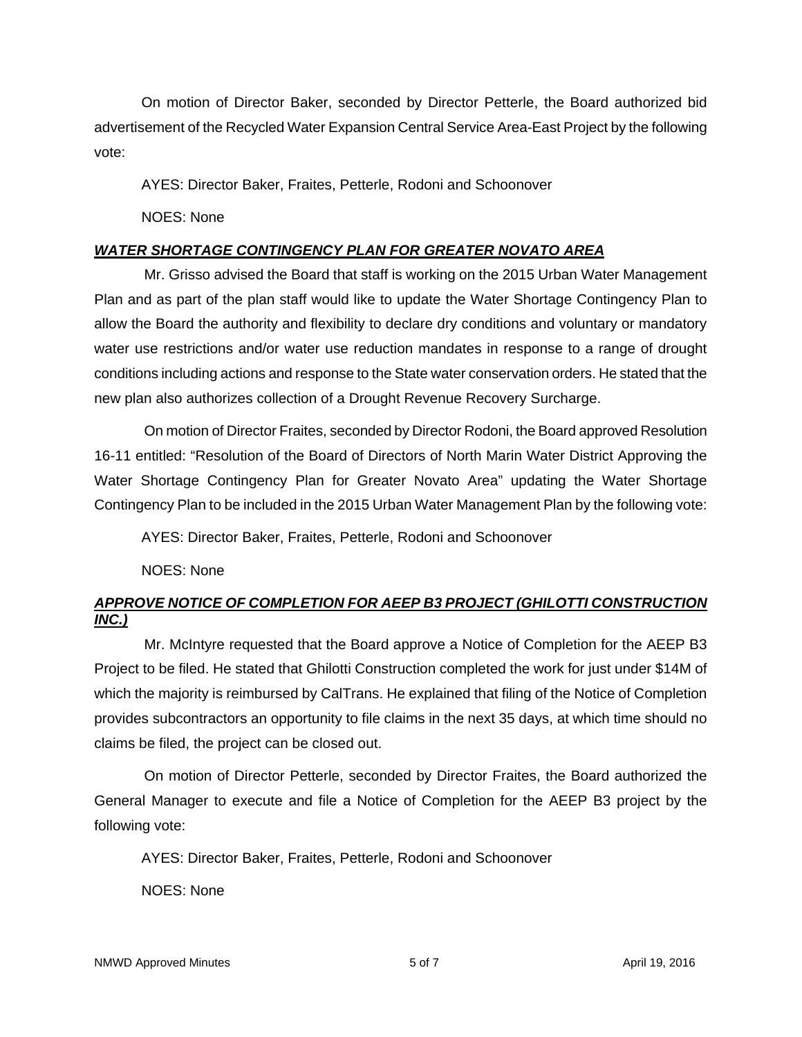On motion of Director Baker, seconded by Director Petterle, the Board authorized bid advertisement of the Recycled Water Expansion Central Service Area-East Project by the following vote:

AYES: Director Baker, Fraites, Petterle, Rodoni and Schoonover

NOES: None

***WATER SHORTAGE CONTINGENCY PLAN FOR GREATER NOVATO AREA***

Mr. Grisso advised the Board that staff is working on the 2015 Urban Water Management Plan and as part of the plan staff would like to update the Water Shortage Contingency Plan to allow the Board the authority and flexibility to declare dry conditions and voluntary or mandatory water use restrictions and/or water use reduction mandates in response to a range of drought conditions including actions and response to the State water conservation orders. He stated that the new plan also authorizes collection of a Drought Revenue Recovery Surcharge.

On motion of Director Fraites, seconded by Director Rodoni, the Board approved Resolution 16-11 entitled: "Resolution of the Board of Directors of North Marin Water District Approving the Water Shortage Contingency Plan for Greater Novato Area" updating the Water Shortage Contingency Plan to be included in the 2015 Urban Water Management Plan by the following vote:

AYES: Director Baker, Fraites, Petterle, Rodoni and Schoonover

NOES: None

***APPROVE NOTICE OF COMPLETION FOR AEEP B3 PROJECT (GHILOTTI CONSTRUCTION INC.)***

Mr. McIntyre requested that the Board approve a Notice of Completion for the AEEP B3 Project to be filed. He stated that Ghilotti Construction completed the work for just under $14M of which the majority is reimbursed by CalTrans. He explained that filing of the Notice of Completion provides subcontractors an opportunity to file claims in the next 35 days, at which time should no claims be filed, the project can be closed out.

On motion of Director Petterle, seconded by Director Fraites, the Board authorized the General Manager to execute and file a Notice of Completion for the AEEP B3 project by the following vote:

AYES: Director Baker, Fraites, Petterle, Rodoni and Schoonover

NOES: None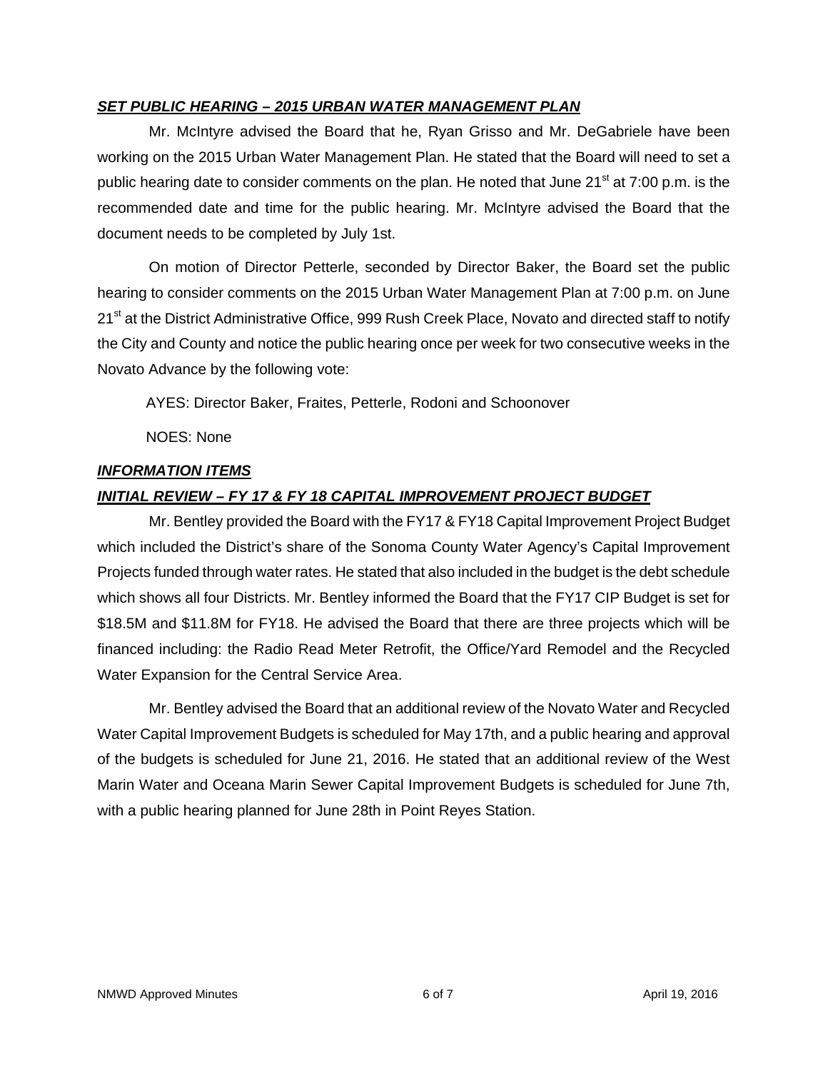***SET PUBLIC HEARING – 2015 URBAN WATER MANAGEMENT PLAN***

Mr. McIntyre advised the Board that he, Ryan Grisso and Mr. DeGabriele have been working on the 2015 Urban Water Management Plan. He stated that the Board will need to set a public hearing date to consider comments on the plan. He noted that June 21st at 7:00 p.m. is the recommended date and time for the public hearing. Mr. McIntyre advised the Board that the document needs to be completed by July 1st.

On motion of Director Petterle, seconded by Director Baker, the Board set the public hearing to consider comments on the 2015 Urban Water Management Plan at 7:00 p.m. on June 21st at the District Administrative Office, 999 Rush Creek Place, Novato and directed staff to notify the City and County and notice the public hearing once per week for two consecutive weeks in the Novato Advance by the following vote:

AYES: Director Baker, Fraites, Petterle, Rodoni and Schoonover

NOES: None

***INFORMATION ITEMS***

***INITIAL REVIEW – FY 17 & FY 18 CAPITAL IMPROVEMENT PROJECT BUDGET***

Mr. Bentley provided the Board with the FY17 & FY18 Capital Improvement Project Budget which included the District's share of the Sonoma County Water Agency's Capital Improvement Projects funded through water rates. He stated that also included in the budget is the debt schedule which shows all four Districts. Mr. Bentley informed the Board that the FY17 CIP Budget is set for $18.5M and $11.8M for FY18. He advised the Board that there are three projects which will be financed including: the Radio Read Meter Retrofit, the Office/Yard Remodel and the Recycled Water Expansion for the Central Service Area.

Mr. Bentley advised the Board that an additional review of the Novato Water and Recycled Water Capital Improvement Budgets is scheduled for May 17th, and a public hearing and approval of the budgets is scheduled for June 21, 2016. He stated that an additional review of the West Marin Water and Oceana Marin Sewer Capital Improvement Budgets is scheduled for June 7th, with a public hearing planned for June 28th in Point Reyes Station.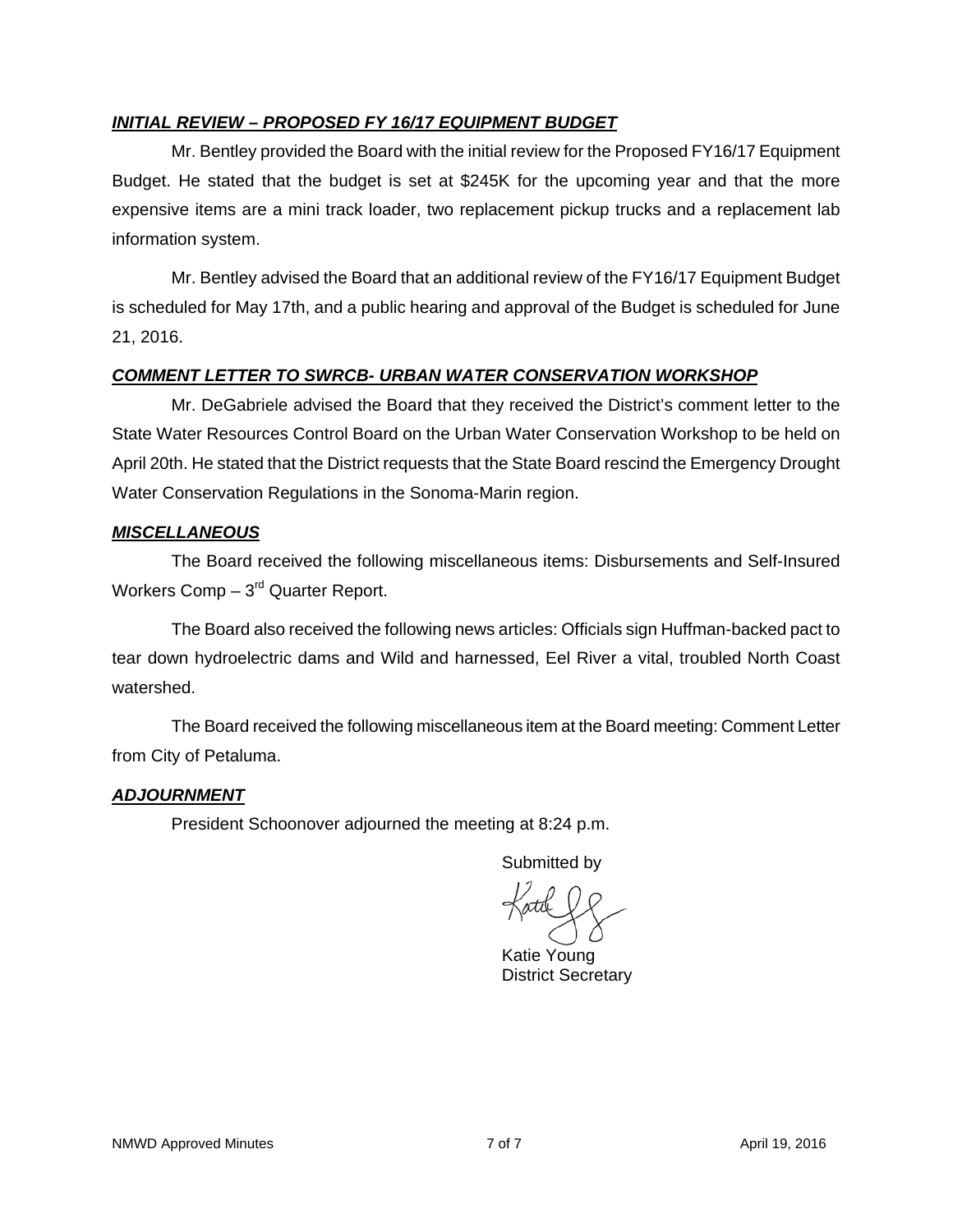***INITIAL REVIEW – PROPOSED FY 16/17 EQUIPMENT BUDGET***

Mr. Bentley provided the Board with the initial review for the Proposed FY16/17 Equipment Budget. He stated that the budget is set at $245K for the upcoming year and that the more expensive items are a mini track loader, two replacement pickup trucks and a replacement lab information system.

Mr. Bentley advised the Board that an additional review of the FY16/17 Equipment Budget is scheduled for May 17th, and a public hearing and approval of the Budget is scheduled for June 21, 2016.

***COMMENT LETTER TO SWRCB- URBAN WATER CONSERVATION WORKSHOP***

Mr. DeGabriele advised the Board that they received the District's comment letter to the State Water Resources Control Board on the Urban Water Conservation Workshop to be held on April 20th. He stated that the District requests that the State Board rescind the Emergency Drought Water Conservation Regulations in the Sonoma-Marin region.

***MISCELLANEOUS***

The Board received the following miscellaneous items: Disbursements and Self-Insured Workers Comp – 3rd Quarter Report.

The Board also received the following news articles: Officials sign Huffman-backed pact to tear down hydroelectric dams and Wild and harnessed, Eel River a vital, troubled North Coast watershed.

The Board received the following miscellaneous item at the Board meeting: Comment Letter from City of Petaluma.

***ADJOURNMENT***

President Schoonover adjourned the meeting at 8:24 p.m.

Submitted by

Katie Young
District Secretary